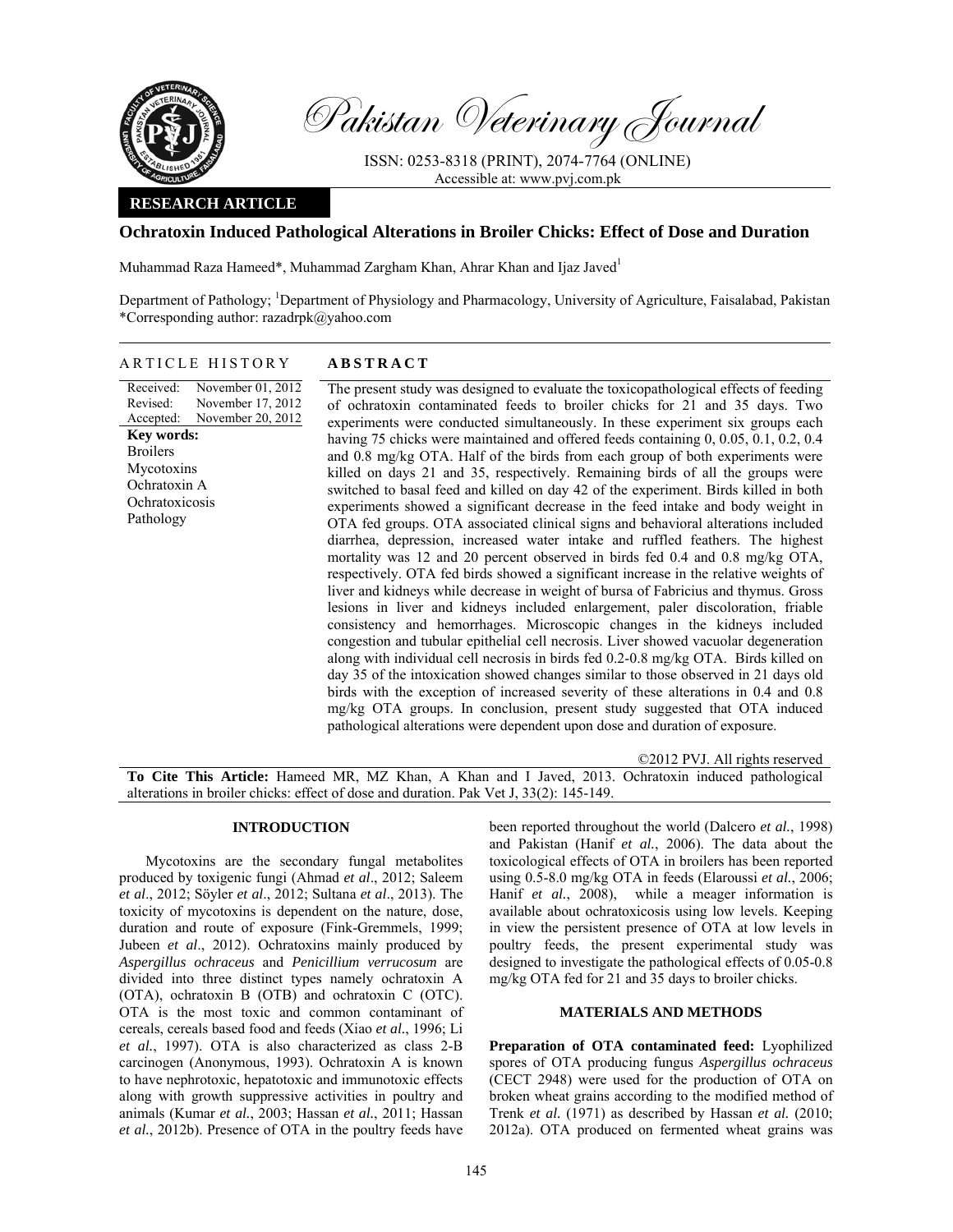# Ochratoxin Induced Pathological Alterations in Broiler Chicks: Effect of Dose and Duration

**RESEARCH ARTICLE**

Muhammad Raza Hameed*, Muhammad Zargham Khan, Ahrar Khan and Ijaz Javed[1]

Department of Pathology; [1]Department of Physiology and Pharmacology, University of Agriculture, Faisalabad, Pakistan
*Corresponding author: razadrpk@yahoo.com

## ARTICLE HISTORY

Received: November 01, 2012
Revised: November 17, 2012
Accepted: November 20, 2012

**Key words:**
Broilers
Mycotoxins
Ochratoxin A
Ochratoxicosis
Pathology

## ABSTRACT

The present study was designed to evaluate the toxicopathological effects of feeding of ochratoxin contaminated feeds to broiler chicks for 21 and 35 days. Two experiments were conducted simultaneously. In these experiment six groups each having 75 chicks were maintained and offered feeds containing 0, 0.05, 0.1, 0.2, 0.4 and 0.8 mg/kg OTA. Half of the birds from each group of both experiments were killed on days 21 and 35, respectively. Remaining birds of all the groups were switched to basal feed and killed on day 42 of the experiment. Birds killed in both experiments showed a significant decrease in the feed intake and body weight in OTA fed groups. OTA associated clinical signs and behavioral alterations included diarrhea, depression, increased water intake and ruffled feathers. The highest mortality was 12 and 20 percent observed in birds fed 0.4 and 0.8 mg/kg OTA, respectively. OTA fed birds showed a significant increase in the relative weights of liver and kidneys while decrease in weight of bursa of Fabricius and thymus. Gross lesions in liver and kidneys included enlargement, paler discoloration, friable consistency and hemorrhages. Microscopic changes in the kidneys included congestion and tubular epithelial cell necrosis. Liver showed vacuolar degeneration along with individual cell necrosis in birds fed 0.2-0.8 mg/kg OTA. Birds killed on day 35 of the intoxication showed changes similar to those observed in 21 days old birds with the exception of increased severity of these alterations in 0.4 and 0.8 mg/kg OTA groups. In conclusion, present study suggested that OTA induced pathological alterations were dependent upon dose and duration of exposure.

©2012 PVJ. All rights reserved

**To Cite This Article:** Hameed MR, MZ Khan, A Khan and I Javed, 2013. Ochratoxin induced pathological alterations in broiler chicks: effect of dose and duration. Pak Vet J, 33(2): 145-149.

## INTRODUCTION

Mycotoxins are the secondary fungal metabolites produced by toxigenic fungi (Ahmad *et al*., 2012; Saleem *et al*., 2012; Söyler *et al*., 2012; Sultana *et al*., 2013). The toxicity of mycotoxins is dependent on the nature, dose, duration and route of exposure (Fink-Gremmels, 1999; Jubeen *et al*., 2012). Ochratoxins mainly produced by *Aspergillus ochraceus* and *Penicillium verrucosum* are divided into three distinct types namely ochratoxin A (OTA), ochratoxin B (OTB) and ochratoxin C (OTC). OTA is the most toxic and common contaminant of cereals, cereals based food and feeds (Xiao *et al.*, 1996; Li *et al.*, 1997). OTA is also characterized as class 2-B carcinogen (Anonymous, 1993). Ochratoxin A is known to have nephrotoxic, hepatotoxic and immunotoxic effects along with growth suppressive activities in poultry and animals (Kumar *et al.*, 2003; Hassan *et al.*, 2011; Hassan *et al.*, 2012b). Presence of OTA in the poultry feeds have been reported throughout the world (Dalcero *et al.*, 1998) and Pakistan (Hanif *et al.*, 2006). The data about the toxicological effects of OTA in broilers has been reported using 0.5-8.0 mg/kg OTA in feeds (Elaroussi *et al.*, 2006; Hanif *et al.*, 2008), while a meager information is available about ochratoxicosis using low levels. Keeping in view the persistent presence of OTA at low levels in poultry feeds, the present experimental study was designed to investigate the pathological effects of 0.05-0.8 mg/kg OTA fed for 21 and 35 days to broiler chicks.

## MATERIALS AND METHODS

**Preparation of OTA contaminated feed:** Lyophilized spores of OTA producing fungus *Aspergillus ochraceus* (CECT 2948) were used for the production of OTA on broken wheat grains according to the modified method of Trenk *et al.* (1971) as described by Hassan *et al.* (2010; 2012a). OTA produced on fermented wheat grains was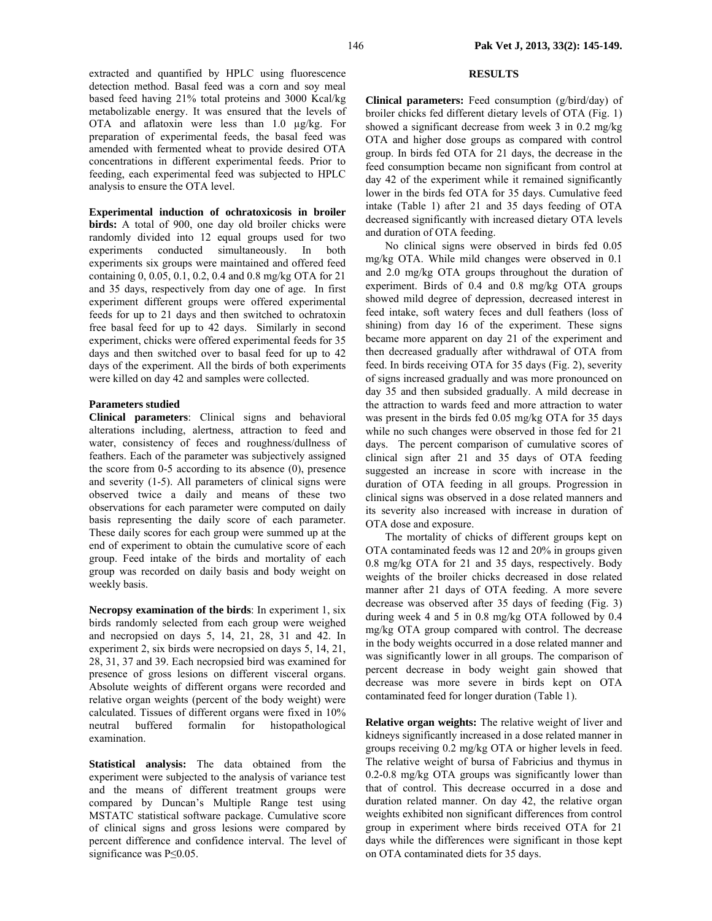extracted and quantified by HPLC using fluorescence detection method. Basal feed was a corn and soy meal based feed having 21% total proteins and 3000 Kcal/kg metabolizable energy. It was ensured that the levels of OTA and aflatoxin were less than 1.0 µg/kg. For preparation of experimental feeds, the basal feed was amended with fermented wheat to provide desired OTA concentrations in different experimental feeds. Prior to feeding, each experimental feed was subjected to HPLC analysis to ensure the OTA level.

**Experimental induction of ochratoxicosis in broiler birds:** A total of 900, one day old broiler chicks were randomly divided into 12 equal groups used for two experiments conducted simultaneously. In both experiments six groups were maintained and offered feed containing 0, 0.05, 0.1, 0.2, 0.4 and 0.8 mg/kg OTA for 21 and 35 days, respectively from day one of age. In first experiment different groups were offered experimental feeds for up to 21 days and then switched to ochratoxin free basal feed for up to 42 days. Similarly in second experiment, chicks were offered experimental feeds for 35 days and then switched over to basal feed for up to 42 days of the experiment. All the birds of both experiments were killed on day 42 and samples were collected.

**Parameters studied**

**Clinical parameters**: Clinical signs and behavioral alterations including, alertness, attraction to feed and water, consistency of feces and roughness/dullness of feathers. Each of the parameter was subjectively assigned the score from 0-5 according to its absence (0), presence and severity (1-5). All parameters of clinical signs were observed twice a daily and means of these two observations for each parameter were computed on daily basis representing the daily score of each parameter. These daily scores for each group were summed up at the end of experiment to obtain the cumulative score of each group. Feed intake of the birds and mortality of each group was recorded on daily basis and body weight on weekly basis.

**Necropsy examination of the birds**: In experiment 1, six birds randomly selected from each group were weighed and necropsied on days 5, 14, 21, 28, 31 and 42. In experiment 2, six birds were necropsied on days 5, 14, 21, 28, 31, 37 and 39. Each necropsied bird was examined for presence of gross lesions on different visceral organs. Absolute weights of different organs were recorded and relative organ weights (percent of the body weight) were calculated. Tissues of different organs were fixed in 10% neutral buffered formalin for histopathological examination.

**Statistical analysis:** The data obtained from the experiment were subjected to the analysis of variance test and the means of different treatment groups were compared by Duncan's Multiple Range test using MSTATC statistical software package. Cumulative score of clinical signs and gross lesions were compared by percent difference and confidence interval. The level of significance was $P \leq 0.05$.

## RESULTS

**Clinical parameters:** Feed consumption (g/bird/day) of broiler chicks fed different dietary levels of OTA (Fig. 1) showed a significant decrease from week 3 in 0.2 mg/kg OTA and higher dose groups as compared with control group. In birds fed OTA for 21 days, the decrease in the feed consumption became non significant from control at day 42 of the experiment while it remained significantly lower in the birds fed OTA for 35 days. Cumulative feed intake (Table 1) after 21 and 35 days feeding of OTA decreased significantly with increased dietary OTA levels and duration of OTA feeding.

No clinical signs were observed in birds fed 0.05 mg/kg OTA. While mild changes were observed in 0.1 and 2.0 mg/kg OTA groups throughout the duration of experiment. Birds of 0.4 and 0.8 mg/kg OTA groups showed mild degree of depression, decreased interest in feed intake, soft watery feces and dull feathers (loss of shining) from day 16 of the experiment. These signs became more apparent on day 21 of the experiment and then decreased gradually after withdrawal of OTA from feed. In birds receiving OTA for 35 days (Fig. 2), severity of signs increased gradually and was more pronounced on day 35 and then subsided gradually. A mild decrease in the attraction to wards feed and more attraction to water was present in the birds fed 0.05 mg/kg OTA for 35 days while no such changes were observed in those fed for 21 days. The percent comparison of cumulative scores of clinical sign after 21 and 35 days of OTA feeding suggested an increase in score with increase in the duration of OTA feeding in all groups. Progression in clinical signs was observed in a dose related manners and its severity also increased with increase in duration of OTA dose and exposure.

The mortality of chicks of different groups kept on OTA contaminated feeds was 12 and 20% in groups given 0.8 mg/kg OTA for 21 and 35 days, respectively. Body weights of the broiler chicks decreased in dose related manner after 21 days of OTA feeding. A more severe decrease was observed after 35 days of feeding (Fig. 3) during week 4 and 5 in 0.8 mg/kg OTA followed by 0.4 mg/kg OTA group compared with control. The decrease in the body weights occurred in a dose related manner and was significantly lower in all groups. The comparison of percent decrease in body weight gain showed that decrease was more severe in birds kept on OTA contaminated feed for longer duration (Table 1).

**Relative organ weights:** The relative weight of liver and kidneys significantly increased in a dose related manner in groups receiving 0.2 mg/kg OTA or higher levels in feed. The relative weight of bursa of Fabricius and thymus in 0.2-0.8 mg/kg OTA groups was significantly lower than that of control. This decrease occurred in a dose and duration related manner. On day 42, the relative organ weights exhibited non significant differences from control group in experiment where birds received OTA for 21 days while the differences were significant in those kept on OTA contaminated diets for 35 days.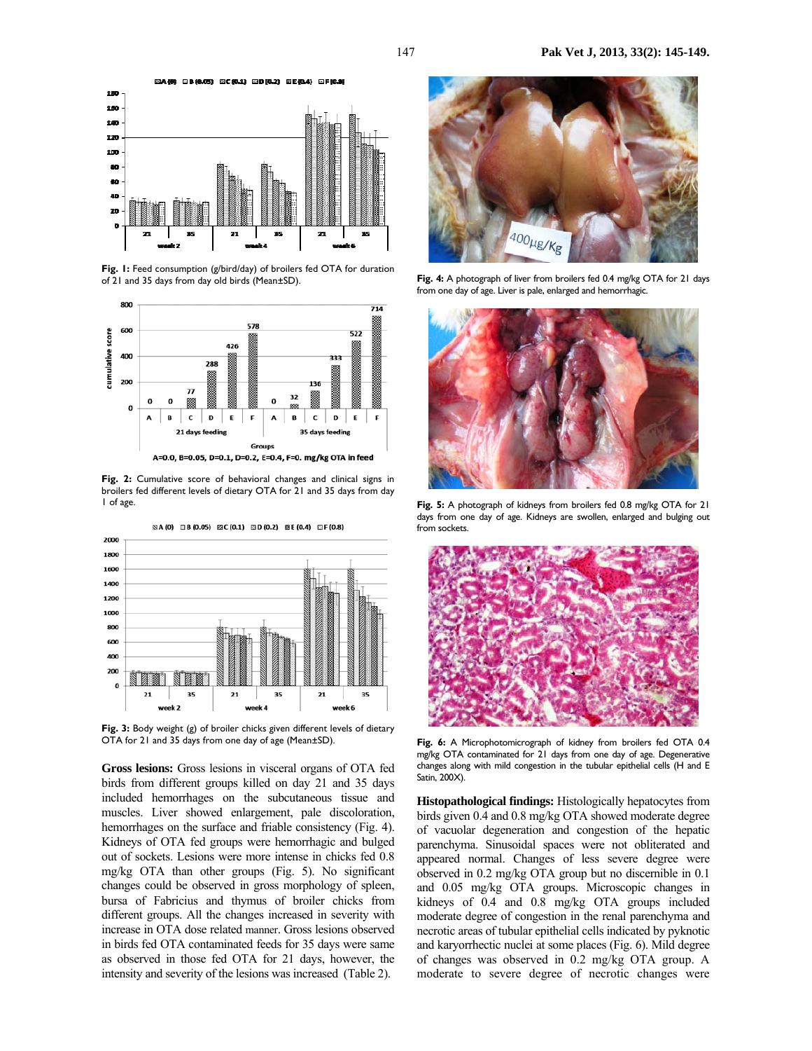Fig. 1: Feed consumption (g/bird/day) of broilers fed OTA for duration of 21 and 35 days from day old birds (Mean±SD).

Fig. 2: Cumulative score of behavioral changes and clinical signs in broilers fed different levels of dietary OTA for 21 and 35 days from day 1 of age.

Fig. 3: Body weight (g) of broiler chicks given different levels of dietary OTA for 21 and 35 days from one day of age (Mean±SD).

**Gross lesions:** Gross lesions in visceral organs of OTA fed birds from different groups killed on day 21 and 35 days included hemorrhages on the subcutaneous tissue and muscles. Liver showed enlargement, pale discoloration, hemorrhages on the surface and friable consistency (Fig. 4). Kidneys of OTA fed groups were hemorrhagic and bulged out of sockets. Lesions were more intense in chicks fed 0.8 mg/kg OTA than other groups (Fig. 5). No significant changes could be observed in gross morphology of spleen, bursa of Fabricius and thymus of broiler chicks from different groups. All the changes increased in severity with increase in OTA dose related manner. Gross lesions observed in birds fed OTA contaminated feeds for 35 days were same as observed in those fed OTA for 21 days, however, the intensity and severity of the lesions was increased (Table 2).

Fig. 4: A photograph of liver from broilers fed 0.4 mg/kg OTA for 21 days from one day of age. Liver is pale, enlarged and hemorrhagic.

Fig. 5: A photograph of kidneys from broilers fed 0.8 mg/kg OTA for 21 days from one day of age. Kidneys are swollen, enlarged and bulging out from sockets.

Fig. 6: A Microphotomicrograph of kidney from broilers fed OTA 0.4 mg/kg OTA contaminated for 21 days from one day of age. Degenerative changes along with mild congestion in the tubular epithelial cells (H and E Satin, 200X).

**Histopathological findings:** Histologically hepatocytes from birds given 0.4 and 0.8 mg/kg OTA showed moderate degree of vacuolar degeneration and congestion of the hepatic parenchyma. Sinusoidal spaces were not obliterated and appeared normal. Changes of less severe degree were observed in 0.2 mg/kg OTA group but no discernible in 0.1 and 0.05 mg/kg OTA groups. Microscopic changes in kidneys of 0.4 and 0.8 mg/kg OTA groups included moderate degree of congestion in the renal parenchyma and necrotic areas of tubular epithelial cells indicated by pyknotic and karyorrhectic nuclei at some places (Fig. 6). Mild degree of changes was observed in 0.2 mg/kg OTA group. A moderate to severe degree of necrotic changes were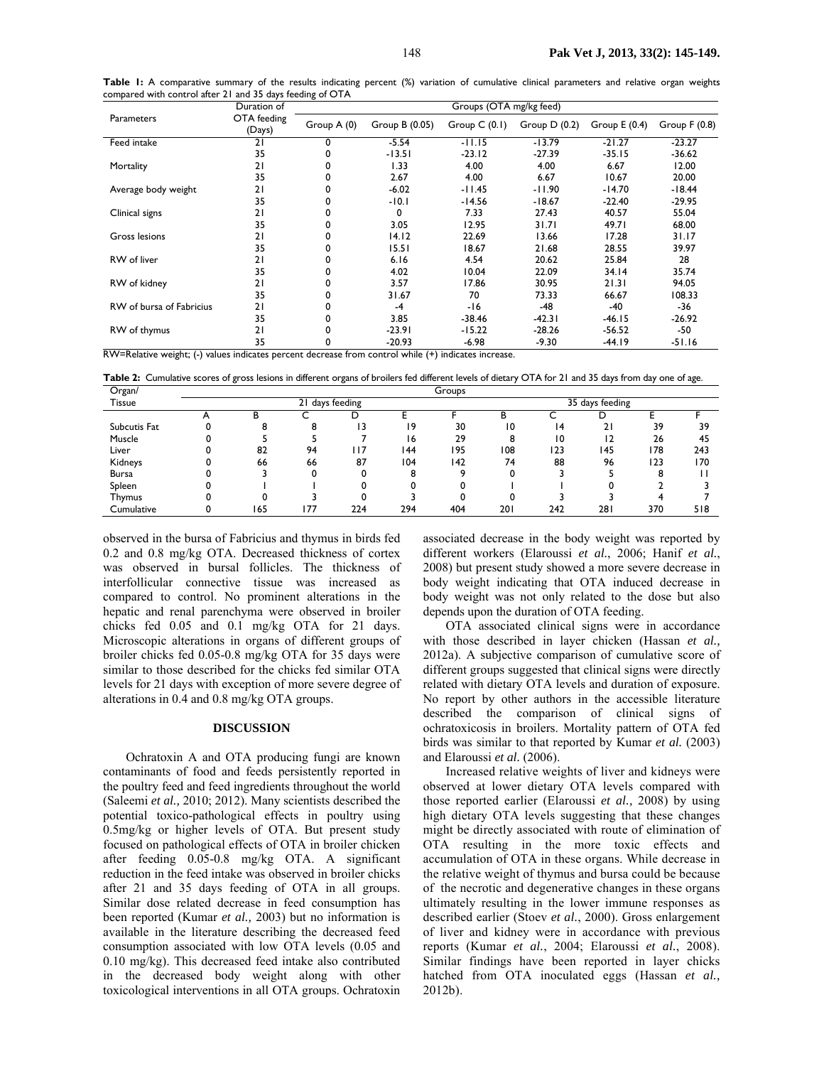**Table 1:** A comparative summary of the results indicating percent (%) variation of cumulative clinical parameters and relative organ weights compared with control after 21 and 35 days feeding of OTA

| Parameters | Duration of OTA feeding (Days) | Groups (OTA mg/kg feed) | | | | | |
|---|---|---|---|---|---|---|---|
| | | Group A (0) | Group B (0.05) | Group C (0.1) | Group D (0.2) | Group E (0.4) | Group F (0.8) |
| Feed intake | 21 | 0 | -5.54 | -11.15 | -13.79 | -21.27 | -23.27 |
| | 35 | 0 | -13.51 | -23.12 | -27.39 | -35.15 | -36.62 |
| Mortality | 21 | 0 | 1.33 | 4.00 | 4.00 | 6.67 | 12.00 |
| | 35 | 0 | 2.67 | 4.00 | 6.67 | 10.67 | 20.00 |
| Average body weight | 21 | 0 | -6.02 | -11.45 | -11.90 | -14.70 | -18.44 |
| | 35 | 0 | -10.1 | -14.56 | -18.67 | -22.40 | -29.95 |
| Clinical signs | 21 | 0 | 0 | 7.33 | 27.43 | 40.57 | 55.04 |
| | 35 | 0 | 3.05 | 12.95 | 31.71 | 49.71 | 68.00 |
| Gross lesions | 21 | 0 | 14.12 | 22.69 | 13.66 | 17.28 | 31.17 |
| | 35 | 0 | 15.51 | 18.67 | 21.68 | 28.55 | 39.97 |
| RW of liver | 21 | 0 | 6.16 | 4.54 | 20.62 | 25.84 | 28 |
| | 35 | 0 | 4.02 | 10.04 | 22.09 | 34.14 | 35.74 |
| RW of kidney | 21 | 0 | 3.57 | 17.86 | 30.95 | 21.31 | 94.05 |
| | 35 | 0 | 31.67 | 70 | 73.33 | 66.67 | 108.33 |
| RW of bursa of Fabricius | 21 | 0 | -4 | -16 | -48 | -40 | -36 |
| | 35 | 0 | 3.85 | -38.46 | -42.31 | -46.15 | -26.92 |
| RW of thymus | 21 | 0 | -23.91 | -15.22 | -28.26 | -56.52 | -50 |
| | 35 | 0 | -20.93 | -6.98 | -9.30 | -44.19 | -51.16 |

RW=Relative weight; (-) values indicates percent decrease from control while (+) indicates increase.

**Table 2:** Cumulative scores of gross lesions in different organs of broilers fed different levels of dietary OTA for 21 and 35 days from day one of age.

| Organ/ Tissue | Groups | | | | | | | | | | |
|---|---|---|---|---|---|---|---|---|---|---|---|
| | 21 days feeding | | | | | | 35 days feeding | | | | |
| | A | B | C | D | E | F | B | C | D | E | F |
| Subcutis Fat | 0 | 8 | 8 | 13 | 19 | 30 | 10 | 14 | 21 | 39 | 39 |
| Muscle | 0 | 5 | 5 | 7 | 16 | 29 | 8 | 10 | 12 | 26 | 45 |
| Liver | 0 | 82 | 94 | 117 | 144 | 195 | 108 | 123 | 145 | 178 | 243 |
| Kidneys | 0 | 66 | 66 | 87 | 104 | 142 | 74 | 88 | 96 | 123 | 170 |
| Bursa | 0 | 3 | 0 | 0 | 8 | 9 | 0 | 3 | 5 | 8 | 11 |
| Spleen | 0 | 1 | 1 | 0 | 0 | 0 | 1 | 1 | 0 | 2 | 3 |
| Thymus | 0 | 0 | 3 | 0 | 3 | 0 | 0 | 3 | 3 | 4 | 7 |
| Cumulative | 0 | 165 | 177 | 224 | 294 | 404 | 201 | 242 | 281 | 370 | 518 |

observed in the bursa of Fabricius and thymus in birds fed 0.2 and 0.8 mg/kg OTA. Decreased thickness of cortex was observed in bursal follicles. The thickness of interfollicular connective tissue was increased as compared to control. No prominent alterations in the hepatic and renal parenchyma were observed in broiler chicks fed 0.05 and 0.1 mg/kg OTA for 21 days. Microscopic alterations in organs of different groups of broiler chicks fed 0.05-0.8 mg/kg OTA for 35 days were similar to those described for the chicks fed similar OTA levels for 21 days with exception of more severe degree of alterations in 0.4 and 0.8 mg/kg OTA groups.

## DISCUSSION

Ochratoxin A and OTA producing fungi are known contaminants of food and feeds persistently reported in the poultry feed and feed ingredients throughout the world (Saleemi *et al.,* 2010; 2012). Many scientists described the potential toxico-pathological effects in poultry using 0.5mg/kg or higher levels of OTA. But present study focused on pathological effects of OTA in broiler chicken after feeding 0.05-0.8 mg/kg OTA. A significant reduction in the feed intake was observed in broiler chicks after 21 and 35 days feeding of OTA in all groups. Similar dose related decrease in feed consumption has been reported (Kumar *et al.,* 2003) but no information is available in the literature describing the decreased feed consumption associated with low OTA levels (0.05 and 0.10 mg/kg). This decreased feed intake also contributed in the decreased body weight along with other toxicological interventions in all OTA groups. Ochratoxin associated decrease in the body weight was reported by different workers (Elaroussi *et al.*, 2006; Hanif *et al.*, 2008) but present study showed a more severe decrease in body weight indicating that OTA induced decrease in body weight was not only related to the dose but also depends upon the duration of OTA feeding.

OTA associated clinical signs were in accordance with those described in layer chicken (Hassan *et al.,* 2012a). A subjective comparison of cumulative score of different groups suggested that clinical signs were directly related with dietary OTA levels and duration of exposure. No report by other authors in the accessible literature described the comparison of clinical signs of ochratoxicosis in broilers. Mortality pattern of OTA fed birds was similar to that reported by Kumar *et al.* (2003) and Elaroussi *et al.* (2006).

Increased relative weights of liver and kidneys were observed at lower dietary OTA levels compared with those reported earlier (Elaroussi *et al.,* 2008) by using high dietary OTA levels suggesting that these changes might be directly associated with route of elimination of OTA resulting in the more toxic effects and accumulation of OTA in these organs. While decrease in the relative weight of thymus and bursa could be because of the necrotic and degenerative changes in these organs ultimately resulting in the lower immune responses as described earlier (Stoev *et al.*, 2000). Gross enlargement of liver and kidney were in accordance with previous reports (Kumar *et al.*, 2004; Elaroussi *et al.*, 2008). Similar findings have been reported in layer chicks hatched from OTA inoculated eggs (Hassan *et al.,* 2012b).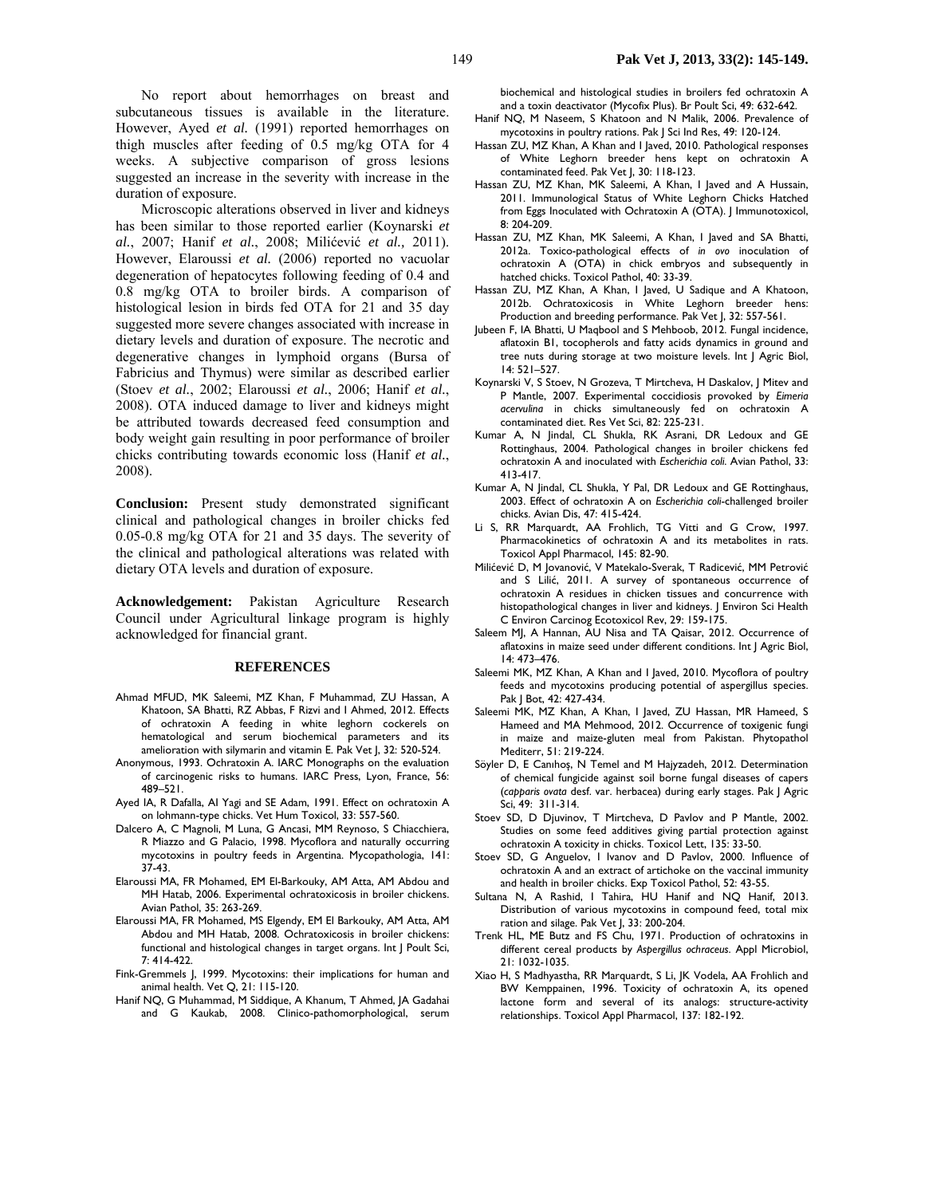No report about hemorrhages on breast and subcutaneous tissues is available in the literature. However, Ayed *et al.* (1991) reported hemorrhages on thigh muscles after feeding of 0.5 mg/kg OTA for 4 weeks. A subjective comparison of gross lesions suggested an increase in the severity with increase in the duration of exposure.

Microscopic alterations observed in liver and kidneys has been similar to those reported earlier (Koynarski *et al.*, 2007; Hanif *et al.*, 2008; Milićević *et al.*, 2011). However, Elaroussi *et al.* (2006) reported no vacuolar degeneration of hepatocytes following feeding of 0.4 and 0.8 mg/kg OTA to broiler birds. A comparison of histological lesion in birds fed OTA for 21 and 35 day suggested more severe changes associated with increase in dietary levels and duration of exposure. The necrotic and degenerative changes in lymphoid organs (Bursa of Fabricius and Thymus) were similar as described earlier (Stoev *et al.*, 2002; Elaroussi *et al.*, 2006; Hanif *et al.*, 2008). OTA induced damage to liver and kidneys might be attributed towards decreased feed consumption and body weight gain resulting in poor performance of broiler chicks contributing towards economic loss (Hanif *et al.*, 2008).

**Conclusion:** Present study demonstrated significant clinical and pathological changes in broiler chicks fed 0.05-0.8 mg/kg OTA for 21 and 35 days. The severity of the clinical and pathological alterations was related with dietary OTA levels and duration of exposure.

**Acknowledgement:** Pakistan Agriculture Research Council under Agricultural linkage program is highly acknowledged for financial grant.

## REFERENCES

Ahmad MFUD, MK Saleemi, MZ Khan, F Muhammad, ZU Hassan, A Khatoon, SA Bhatti, RZ Abbas, F Rizvi and I Ahmed, 2012. Effects of ochratoxin A feeding in white leghorn cockerels on hematological and serum biochemical parameters and its amelioration with silymarin and vitamin E. Pak Vet J, 32: 520-524.

Anonymous, 1993. Ochratoxin A. IARC Monographs on the evaluation of carcinogenic risks to humans. IARC Press, Lyon, France, 56: 489–521.

Ayed IA, R Dafalla, AI Yagi and SE Adam, 1991. Effect on ochratoxin A on lohmann-type chicks. Vet Hum Toxicol, 33: 557-560.

Dalcero A, C Magnoli, M Luna, G Ancasi, MM Reynoso, S Chiacchiera, R Miazzo and G Palacio, 1998. Mycoflora and naturally occurring mycotoxins in poultry feeds in Argentina. Mycopathologia, 141: 37-43.

Elaroussi MA, FR Mohamed, EM El-Barkouky, AM Atta, AM Abdou and MH Hatab, 2006. Experimental ochratoxicosis in broiler chickens. Avian Pathol, 35: 263-269.

Elaroussi MA, FR Mohamed, MS Elgendy, EM El Barkouky, AM Atta, AM Abdou and MH Hatab, 2008. Ochratoxicosis in broiler chickens: functional and histological changes in target organs. Int J Poult Sci, 7: 414-422.

Fink-Gremmels J, 1999. Mycotoxins: their implications for human and animal health. Vet Q, 21: 115-120.

Hanif NQ, G Muhammad, M Siddique, A Khanum, T Ahmed, JA Gadahai and G Kaukab, 2008. Clinico-pathomorphological, serum biochemical and histological studies in broilers fed ochratoxin A and a toxin deactivator (Mycofix Plus). Br Poult Sci, 49: 632-642.

Hanif NQ, M Naseem, S Khatoon and N Malik, 2006. Prevalence of mycotoxins in poultry rations. Pak J Sci Ind Res, 49: 120-124.

Hassan ZU, MZ Khan, A Khan and I Javed, 2010. Pathological responses of White Leghorn breeder hens kept on ochratoxin A contaminated feed. Pak Vet J, 30: 118-123.

Hassan ZU, MZ Khan, MK Saleemi, A Khan, I Javed and A Hussain, 2011. Immunological Status of White Leghorn Chicks Hatched from Eggs Inoculated with Ochratoxin A (OTA). J Immunotoxicol, 8: 204-209.

Hassan ZU, MZ Khan, MK Saleemi, A Khan, I Javed and SA Bhatti, 2012a. Toxico-pathological effects of *in ovo* inoculation of ochratoxin A (OTA) in chick embryos and subsequently in hatched chicks. Toxicol Pathol, 40: 33-39.

Hassan ZU, MZ Khan, A Khan, I Javed, U Sadique and A Khatoon, 2012b. Ochratoxicosis in White Leghorn breeder hens: Production and breeding performance. Pak Vet J, 32: 557-561.

Jubeen F, IA Bhatti, U Maqbool and S Mehboob, 2012. Fungal incidence, aflatoxin B1, tocopherols and fatty acids dynamics in ground and tree nuts during storage at two moisture levels. Int J Agric Biol, 14: 521–527.

Koynarski V, S Stoev, N Grozeva, T Mirtcheva, H Daskalov, J Mitev and P Mantle, 2007. Experimental coccidiosis provoked by *Eimeria acervulina* in chicks simultaneously fed on ochratoxin A contaminated diet. Res Vet Sci, 82: 225-231.

Kumar A, N Jindal, CL Shukla, RK Asrani, DR Ledoux and GE Rottinghaus, 2004. Pathological changes in broiler chickens fed ochratoxin A and inoculated with *Escherichia coli*. Avian Pathol, 33: 413-417.

Kumar A, N Jindal, CL Shukla, Y Pal, DR Ledoux and GE Rottinghaus, 2003. Effect of ochratoxin A on *Escherichia coli*-challenged broiler chicks. Avian Dis, 47: 415-424.

Li S, RR Marquardt, AA Frohlich, TG Vitti and G Crow, 1997. Pharmacokinetics of ochratoxin A and its metabolites in rats. Toxicol Appl Pharmacol, 145: 82-90.

Milićević D, M Jovanović, V Matekalo-Sverak, T Radicević, MM Petrović and S Lilić, 2011. A survey of spontaneous occurrence of ochratoxin A residues in chicken tissues and concurrence with histopathological changes in liver and kidneys. J Environ Sci Health C Environ Carcinog Ecotoxicol Rev, 29: 159-175.

Saleem MJ, A Hannan, AU Nisa and TA Qaisar, 2012. Occurrence of aflatoxins in maize seed under different conditions. Int J Agric Biol, 14: 473–476.

Saleemi MK, MZ Khan, A Khan and I Javed, 2010. Mycoflora of poultry feeds and mycotoxins producing potential of aspergillus species. Pak J Bot, 42: 427-434.

Saleemi MK, MZ Khan, A Khan, I Javed, ZU Hassan, MR Hameed, S Hameed and MA Mehmood, 2012. Occurrence of toxigenic fungi in maize and maize-gluten meal from Pakistan. Phytopathol Mediterr, 51: 219-224.

Söyler D, E Canıhoş, N Temel and M Hajyzadeh, 2012. Determination of chemical fungicide against soil borne fungal diseases of capers (*capparis ovata* desf. var. herbacea) during early stages. Pak J Agric Sci, 49: 311-314.

Stoev SD, D Djuvinov, T Mirtcheva, D Pavlov and P Mantle, 2002. Studies on some feed additives giving partial protection against ochratoxin A toxicity in chicks. Toxicol Lett, 135: 33-50.

Stoev SD, G Anguelov, I Ivanov and D Pavlov, 2000. Influence of ochratoxin A and an extract of artichoke on the vaccinal immunity and health in broiler chicks. Exp Toxicol Pathol, 52: 43-55.

Sultana N, A Rashid, I Tahira, HU Hanif and NQ Hanif, 2013. Distribution of various mycotoxins in compound feed, total mix ration and silage. Pak Vet J, 33: 200-204.

Trenk HL, ME Butz and FS Chu, 1971. Production of ochratoxins in different cereal products by *Aspergillus ochraceus*. Appl Microbiol, 21: 1032-1035.

Xiao H, S Madhyastha, RR Marquardt, S Li, JK Vodela, AA Frohlich and BW Kemppainen, 1996. Toxicity of ochratoxin A, its opened lactone form and several of its analogs: structure-activity relationships. Toxicol Appl Pharmacol, 137: 182-192.